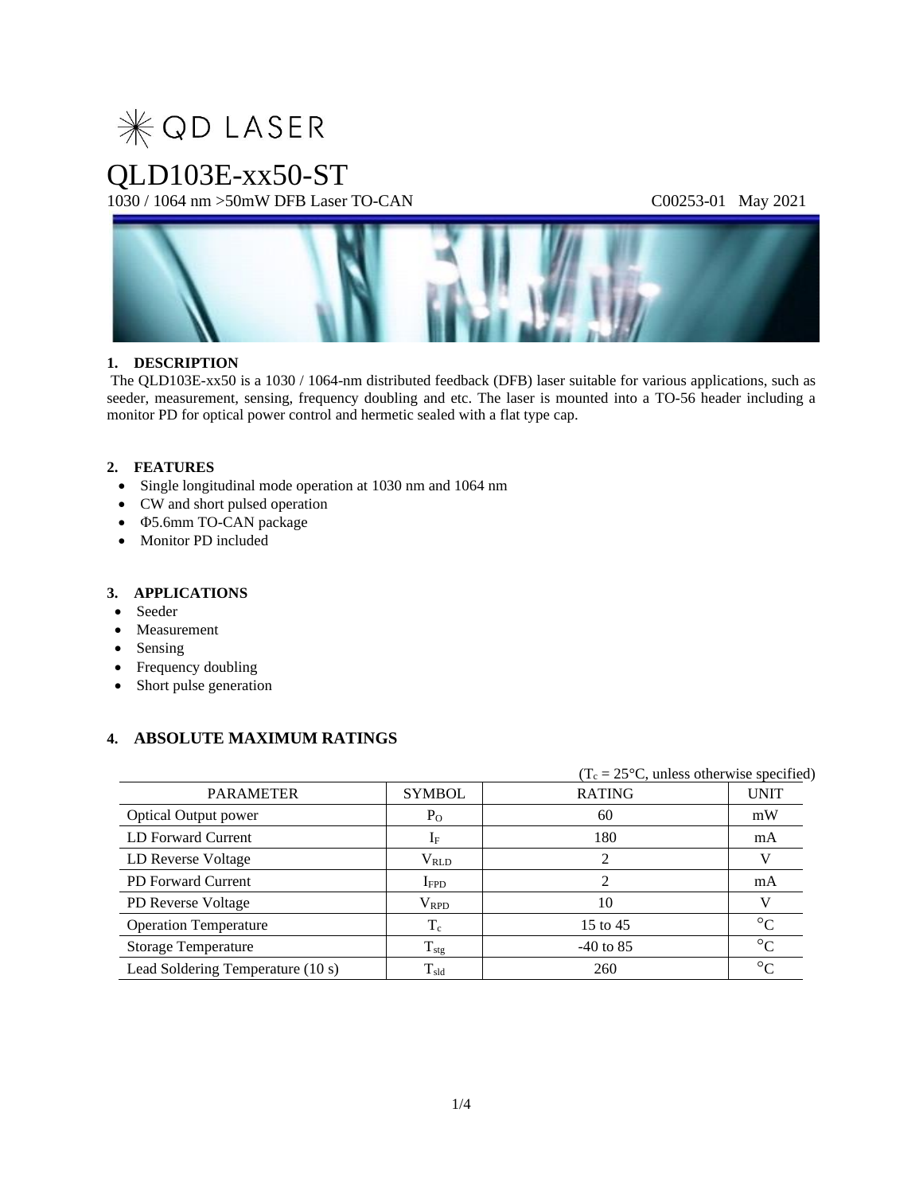✳ QD LASER

# QLD103E-xx50-ST

1030 / 1064 nm >50mW DFB Laser TO-CAN C00253-01 May 2021

## 1. DESCRIPTION

The QLD103E-xx50 is a 1030 / 1064-nm distributed feedback (DFB) laser suitable for various applications, such as seeder, measurement, sensing, frequency doubling and etc. The laser is mounted into a TO-56 header including a monitor PD for optical power control and hermetic sealed with a flat type cap.

## 2. FEATURES

- Single longitudinal mode operation at 1030 nm and 1064 nm
- CW and short pulsed operation
- Φ5.6mm TO-CAN package
- Monitor PD included

## 3. APPLICATIONS

- Seeder
- Measurement
- Sensing
- Frequency doubling
- Short pulse generation

## 4. ABSOLUTE MAXIMUM RATINGS

($T_c$ = 25°C, unless otherwise specified)

| PARAMETER | SYMBOL | RATING | UNIT |
|---|---|---|---|
| Optical Output power | $P_O$ | 60 | mW |
| LD Forward Current | $I_F$ | 180 | mA |
| LD Reverse Voltage | $V_{RLD}$ | 2 | V |
| PD Forward Current | $I_{FPD}$ | 2 | mA |
| PD Reverse Voltage | $V_{RPD}$ | 10 | V |
| Operation Temperature | $T_c$ | 15 to 45 | °C |
| Storage Temperature | $T_{stg}$ | -40 to 85 | °C |
| Lead Soldering Temperature (10 s) | $T_{sld}$ | 260 | °C |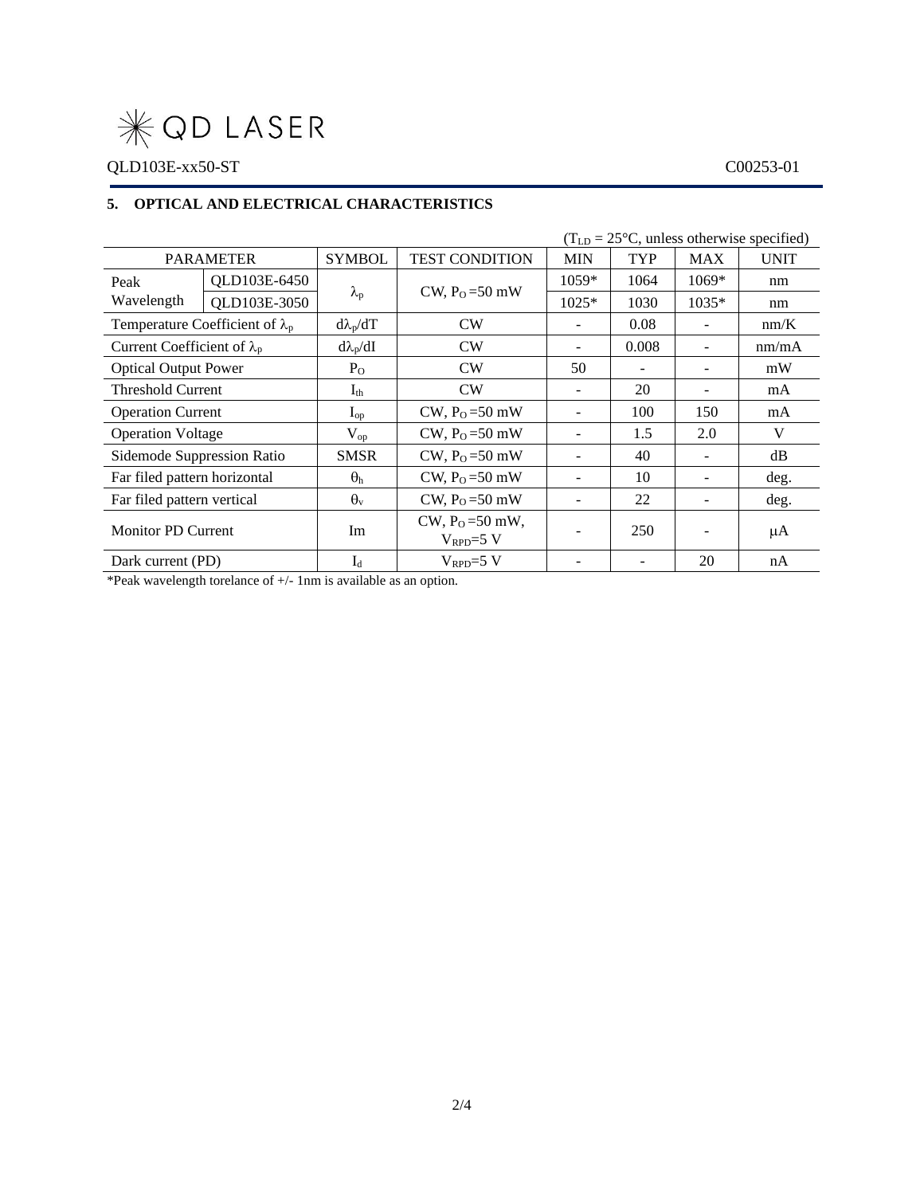## 5. OPTICAL AND ELECTRICAL CHARACTERISTICS

($T_{LD}$ = 25°C, unless otherwise specified)

| PARAMETER | | SYMBOL | TEST CONDITION | MIN | TYP | MAX | UNIT |
|---|---|---|---|---|---|---|---|
| Peak Wavelength | QLD103E-6450 | $\lambda_p$ | CW, $P_O$ =50 mW | 1059* | 1064 | 1069* | nm |
| | QLD103E-3050 | | | 1025* | 1030 | 1035* | nm |
| Temperature Coefficient of $\lambda_p$ | | $d\lambda_p/dT$ | CW | - | 0.08 | - | nm/K |
| Current Coefficient of $\lambda_p$ | | $d\lambda_p/dI$ | CW | - | 0.008 | - | nm/mA |
| Optical Output Power | | $P_O$ | CW | 50 | - | - | mW |
| Threshold Current | | $I_{th}$ | CW | - | 20 | - | mA |
| Operation Current | | $I_{op}$ | CW, $P_O$ =50 mW | - | 100 | 150 | mA |
| Operation Voltage | | $V_{op}$ | CW, $P_O$ =50 mW | - | 1.5 | 2.0 | V |
| Sidemode Suppression Ratio | | SMSR | CW, $P_O$ =50 mW | - | 40 | - | dB |
| Far filed pattern horizontal | | $\theta_h$ | CW, $P_O$ =50 mW | - | 10 | - | deg. |
| Far filed pattern vertical | | $\theta_v$ | CW, $P_O$ =50 mW | - | 22 | - | deg. |
| Monitor PD Current | | Im | CW, $P_O$ =50 mW, $V_{RPD}$=5 V | - | 250 | - | μA |
| Dark current (PD) | | $I_d$ | $V_{RPD}$=5 V | - | - | 20 | nA |

*Peak wavelength torelance of +/- 1nm is available as an option.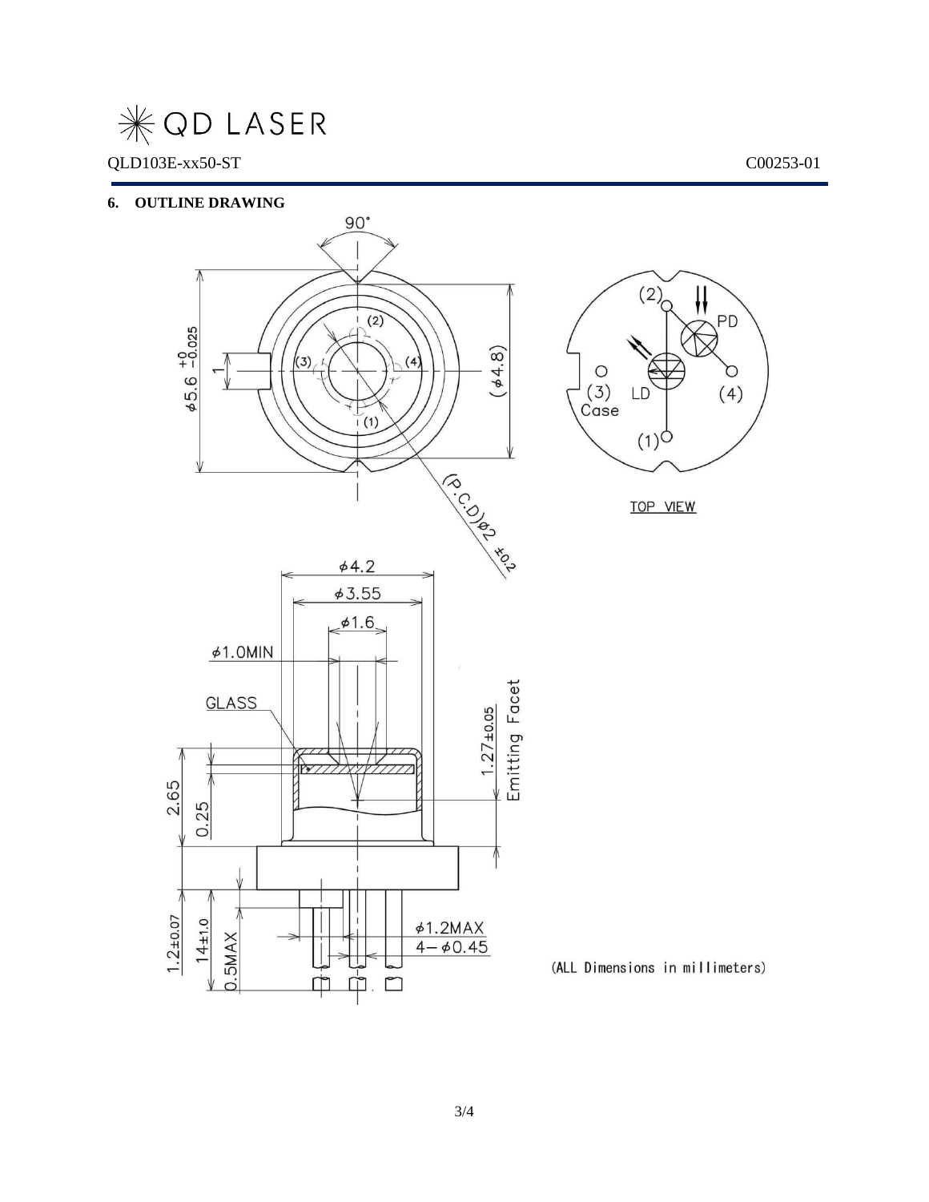## 6. OUTLINE DRAWING

90°

$\phi 5.6\ ^{+0}_{-0.025}$

1

(2)

(3)

(4)

(1)

($\phi$4.8)

(P.C.D)$\phi$2 ±0.2

(2)

PD

(3)
Case

LD

(4)

(1)

TOP VIEW

$\phi$4.2

$\phi$3.55

$\phi$1.6

$\phi$1.0MIN

GLASS

1.27±0.05

Emitting Facet

2.65

0.25

1.2±0.07

14±1.0

0.5MAX

$\phi$1.2MAX

4−$\phi$0.45

(ALL Dimensions in millimeters)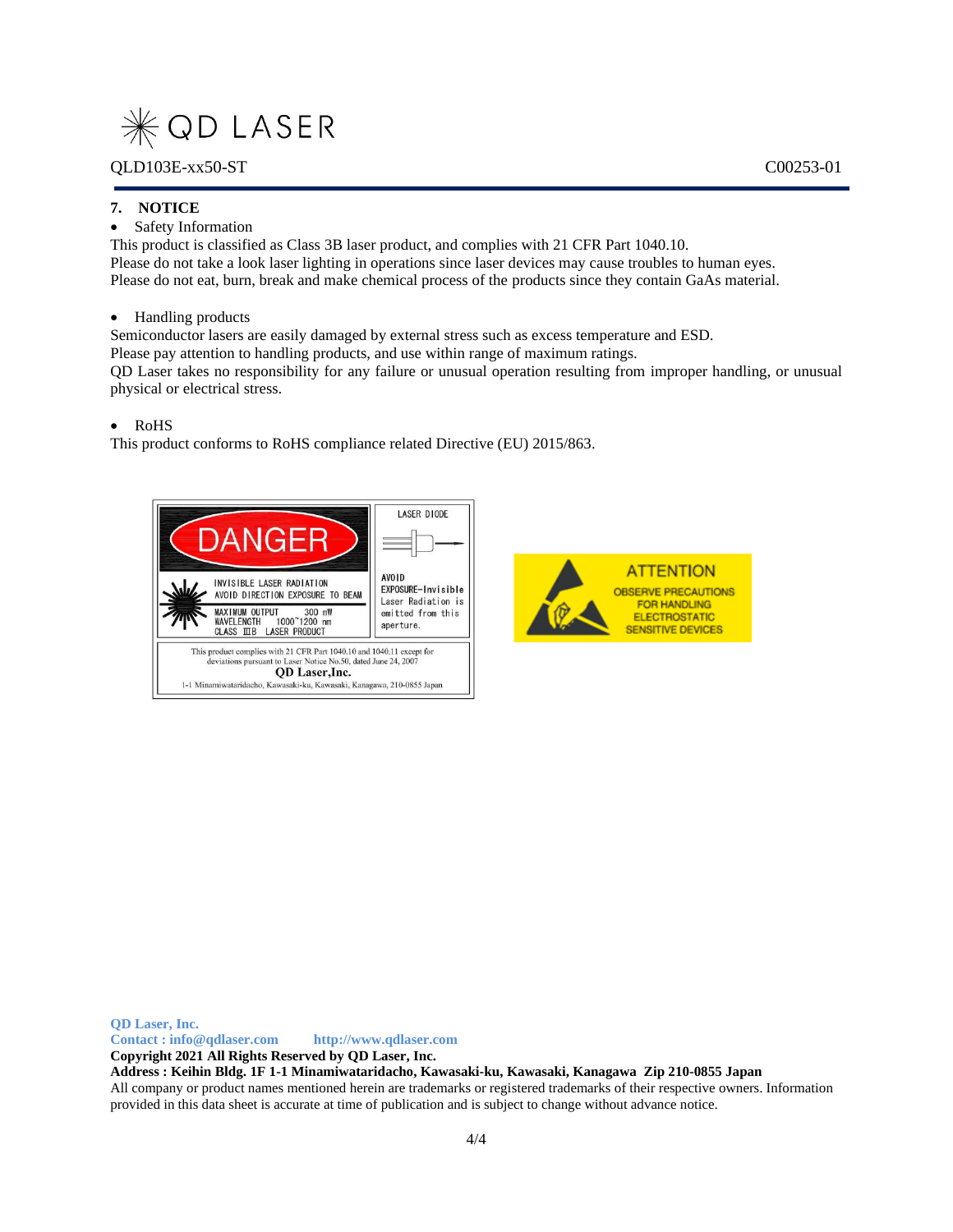## 7. NOTICE

- Safety Information

This product is classified as Class 3B laser product, and complies with 21 CFR Part 1040.10.
Please do not take a look laser lighting in operations since laser devices may cause troubles to human eyes.
Please do not eat, burn, break and make chemical process of the products since they contain GaAs material.

- Handling products

Semiconductor lasers are easily damaged by external stress such as excess temperature and ESD.
Please pay attention to handling products, and use within range of maximum ratings.
QD Laser takes no responsibility for any failure or unusual operation resulting from improper handling, or unusual physical or electrical stress.

- RoHS

This product conforms to RoHS compliance related Directive (EU) 2015/863.

DANGER

INVISIBLE LASER RADIATION
AVOID DIRECTION EXPOSURE TO BEAM

MAXIMUM OUTPUT 300 mW
WAVELENGTH 1000~1200 nm
CLASS IIIB LASER PRODUCT

LASER DIODE

AVOID EXPOSURE-Invisible Laser Radiation is emitted from this aperture.

This product complies with 21 CFR Part 1040.10 and 1040.11 except for deviations pursuant to Laser Notice No.50, dated June 24, 2007

QD Laser,Inc.

1-1 Minamiwataridacho, Kawasaki-ku, Kawasaki, Kanagawa, 210-0855 Japan

ATTENTION

OBSERVE PRECAUTIONS FOR HANDLING ELECTROSTATIC SENSITIVE DEVICES

QD Laser, Inc.
Contact : info@qdlaser.com http://www.qdlaser.com
**Copyright 2021 All Rights Reserved by QD Laser, Inc.**
**Address : Keihin Bldg. 1F 1-1 Minamiwataridacho, Kawasaki-ku, Kawasaki, Kanagawa Zip 210-0855 Japan**
All company or product names mentioned herein are trademarks or registered trademarks of their respective owners. Information provided in this data sheet is accurate at time of publication and is subject to change without advance notice.